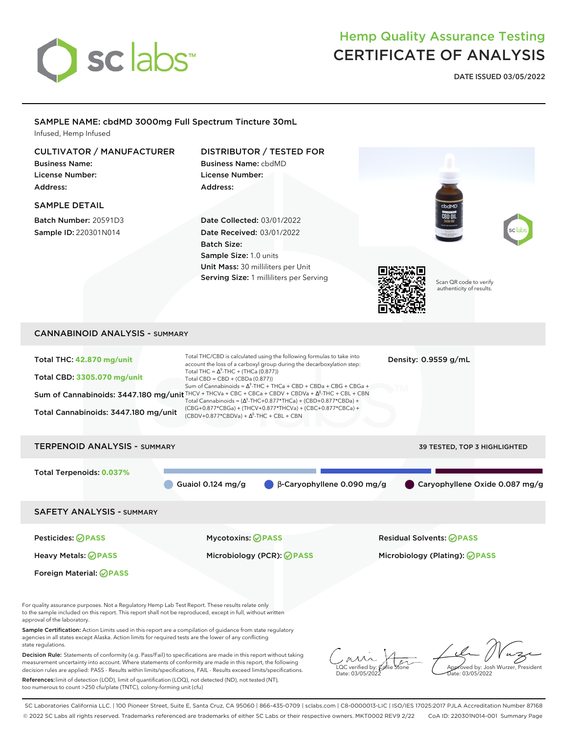# Hemp Quality Assurance Testing
# CERTIFICATE OF ANALYSIS

**DATE ISSUED 03/05/2022**

## SAMPLE NAME: cbdMD 3000mg Full Spectrum Tincture 30mL

Infused, Hemp Infused

### CULTIVATOR / MANUFACTURER

**Business Name:**
**License Number:**
**Address:**

### DISTRIBUTOR / TESTED FOR

**Business Name:** cbdMD
**License Number:**
**Address:**

### SAMPLE DETAIL

**Batch Number:** 20591D3
**Sample ID:** 220301N014

**Date Collected:** 03/01/2022
**Date Received:** 03/01/2022
**Batch Size:**
**Sample Size:** 1.0 units
**Unit Mass:** 30 milliliters per Unit
**Serving Size:** 1 milliliters per Serving

Scan QR code to verify authenticity of results.

## CANNABINOID ANALYSIS - SUMMARY

**Total THC:** 42.870 mg/unit
**Total CBD:** 3305.070 mg/unit
**Sum of Cannabinoids:** 3447.180 mg/unit
**Total Cannabinoids:** 3447.180 mg/unit

Total THC/CBD is calculated using the following formulas to take into account the loss of a carboxyl group during the decarboxylation step:
Total THC = $\Delta^9$-THC + (THCa (0.877))
Total CBD = CBD + (CBDa (0.877))
Sum of Cannabinoids = $\Delta^9$-THC + THCa + CBD + CBDa + CBG + CBGa + THCV + THCVa + CBC + CBCa + CBDV + CBDVa + $\Delta^8$-THC + CBL + CBN
Total Cannabinoids = ($\Delta^9$-THC+0.877\*THCa) + (CBD+0.877\*CBDa) + (CBG+0.877\*CBGa) + (THCV+0.877\*THCVa) + (CBC+0.877\*CBCa) + (CBDV+0.877\*CBDVa) + $\Delta^8$-THC + CBL + CBN

**Density:** 0.9559 g/mL

## TERPENOID ANALYSIS - SUMMARY

39 TESTED, TOP 3 HIGHLIGHTED

**Total Terpenoids:** 0.037%

- Guaiol 0.124 mg/g
- β-Caryophyllene 0.090 mg/g
- Caryophyllene Oxide 0.087 mg/g

## SAFETY ANALYSIS - SUMMARY

| | | |
|---|---|---|
| Pesticides: PASS | Mycotoxins: PASS | Residual Solvents: PASS |
| Heavy Metals: PASS | Microbiology (PCR): PASS | Microbiology (Plating): PASS |
| Foreign Material: PASS | | |

For quality assurance purposes. Not a Regulatory Hemp Lab Test Report. These results relate only to the sample included on this report. This report shall not be reproduced, except in full, without written approval of the laboratory.

**Sample Certification:** Action Limits used in this report are a compilation of guidance from state regulatory agencies in all states except Alaska. Action limits for required tests are the lower of any conflicting state regulations.

**Decision Rule:** Statements of conformity (e.g. Pass/Fail) to specifications are made in this report without taking measurement uncertainty into account. Where statements of conformity are made in this report, the following decision rules are applied: PASS - Results within limits/specifications, FAIL - Results exceed limits/specifications.

**References:** limit of detection (LOD), limit of quantification (LOQ), not detected (ND), not tested (NT), too numerous to count >250 cfu/plate (TNTC), colony-forming unit (cfu)

LQC verified by: Callie Stone
Date: 03/05/2022

Approved by: Josh Wurzer, President
Date: 03/05/2022

SC Laboratories California LLC. | 100 Pioneer Street, Suite E, Santa Cruz, CA 95060 | 866-435-0709 | sclabs.com | C8-0000013-LIC | ISO/IES 17025:2017 PJLA Accreditation Number 87168
© 2022 SC Labs all rights reserved. Trademarks referenced are trademarks of either SC Labs or their respective owners. MKT0002 REV9 2/22 CoA ID: 220301N014-001 Summary Page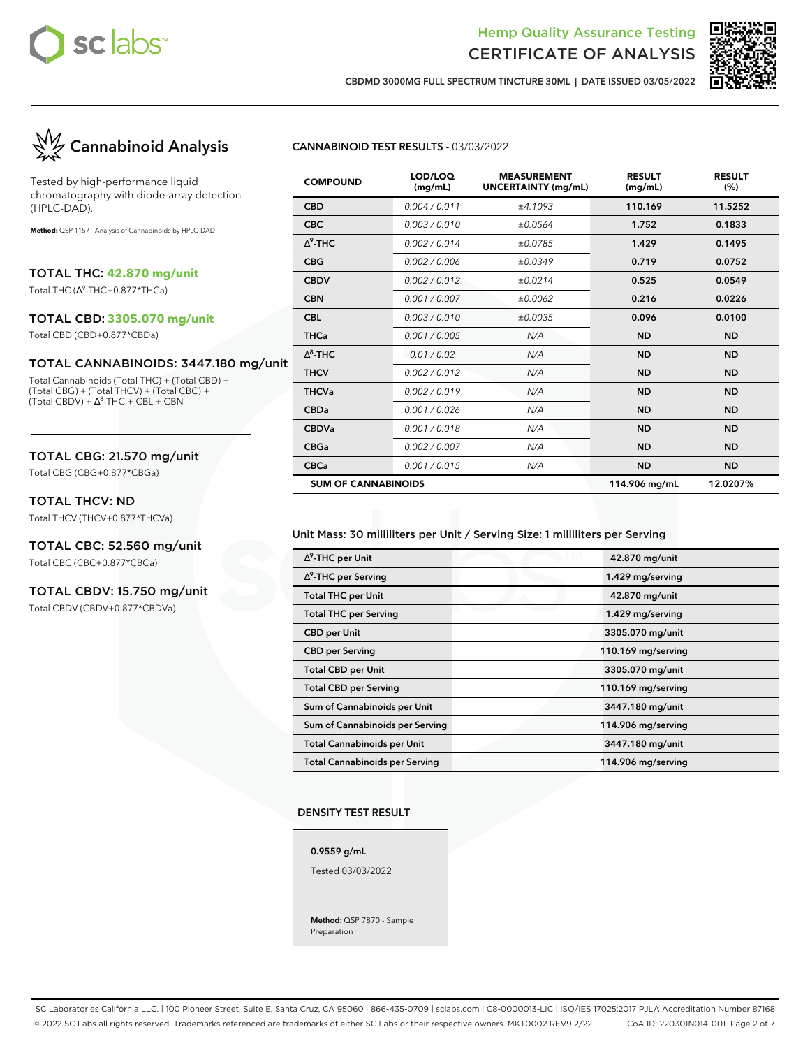Hemp Quality Assurance Testing

# CERTIFICATE OF ANALYSIS

CBDMD 3000MG FULL SPECTRUM TINCTURE 30ML | DATE ISSUED 03/05/2022

## Cannabinoid Analysis

Tested by high-performance liquid chromatography with diode-array detection (HPLC-DAD).

**Method:** QSP 1157 - Analysis of Cannabinoids by HPLC-DAD

### TOTAL THC: 42.870 mg/unit

Total THC (Δ⁹-THC+0.877*THCa)

### TOTAL CBD: 3305.070 mg/unit

Total CBD (CBD+0.877*CBDa)

### TOTAL CANNABINOIDS: 3447.180 mg/unit

Total Cannabinoids (Total THC) + (Total CBD) + (Total CBG) + (Total THCV) + (Total CBC) + (Total CBDV) + Δ⁸-THC + CBL + CBN

### TOTAL CBG: 21.570 mg/unit

Total CBG (CBG+0.877*CBGa)

### TOTAL THCV: ND

Total THCV (THCV+0.877*THCVa)

### TOTAL CBC: 52.560 mg/unit

Total CBC (CBC+0.877*CBCa)

### TOTAL CBDV: 15.750 mg/unit

Total CBDV (CBDV+0.877*CBDVa)

**CANNABINOID TEST RESULTS** - 03/03/2022

| COMPOUND | LOD/LOQ (mg/mL) | MEASUREMENT UNCERTAINTY (mg/mL) | RESULT (mg/mL) | RESULT (%) |
|---|---|---|---|---|
| CBD | 0.004 / 0.011 | ±4.1093 | 110.169 | 11.5252 |
| CBC | 0.003 / 0.010 | ±0.0564 | 1.752 | 0.1833 |
| Δ⁹-THC | 0.002 / 0.014 | ±0.0785 | 1.429 | 0.1495 |
| CBG | 0.002 / 0.006 | ±0.0349 | 0.719 | 0.0752 |
| CBDV | 0.002 / 0.012 | ±0.0214 | 0.525 | 0.0549 |
| CBN | 0.001 / 0.007 | ±0.0062 | 0.216 | 0.0226 |
| CBL | 0.003 / 0.010 | ±0.0035 | 0.096 | 0.0100 |
| THCa | 0.001 / 0.005 | N/A | ND | ND |
| Δ⁸-THC | 0.01 / 0.02 | N/A | ND | ND |
| THCV | 0.002 / 0.012 | N/A | ND | ND |
| THCVa | 0.002 / 0.019 | N/A | ND | ND |
| CBDa | 0.001 / 0.026 | N/A | ND | ND |
| CBDVa | 0.001 / 0.018 | N/A | ND | ND |
| CBGa | 0.002 / 0.007 | N/A | ND | ND |
| CBCa | 0.001 / 0.015 | N/A | ND | ND |
| **SUM OF CANNABINOIDS** | | | 114.906 mg/mL | 12.0207% |

Unit Mass: 30 milliliters per Unit / Serving Size: 1 milliliters per Serving

| | |
|---|---|
| Δ⁹-THC per Unit | 42.870 mg/unit |
| Δ⁹-THC per Serving | 1.429 mg/serving |
| Total THC per Unit | 42.870 mg/unit |
| Total THC per Serving | 1.429 mg/serving |
| CBD per Unit | 3305.070 mg/unit |
| CBD per Serving | 110.169 mg/serving |
| Total CBD per Unit | 3305.070 mg/unit |
| Total CBD per Serving | 110.169 mg/serving |
| Sum of Cannabinoids per Unit | 3447.180 mg/unit |
| Sum of Cannabinoids per Serving | 114.906 mg/serving |
| Total Cannabinoids per Unit | 3447.180 mg/unit |
| Total Cannabinoids per Serving | 114.906 mg/serving |

**DENSITY TEST RESULT**

0.9559 g/mL

Tested 03/03/2022

**Method:** QSP 7870 - Sample Preparation

SC Laboratories California LLC. | 100 Pioneer Street, Suite E, Santa Cruz, CA 95060 | 866-435-0709 | sclabs.com | C8-0000013-LIC | ISO/IES 17025:2017 PJLA Accreditation Number 87168
© 2022 SC Labs all rights reserved. Trademarks referenced are trademarks of either SC Labs or their respective owners. MKT0002 REV9 2/22 CoA ID: 220301N014-001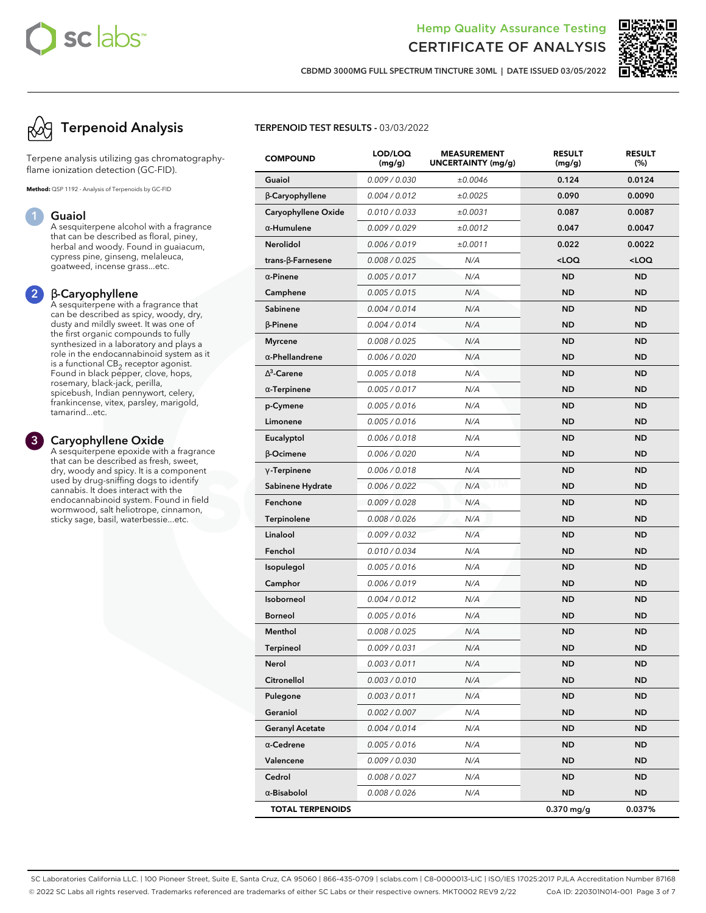# Hemp Quality Assurance Testing
# CERTIFICATE OF ANALYSIS

CBDMD 3000MG FULL SPECTRUM TINCTURE 30ML | DATE ISSUED 03/05/2022

## Terpenoid Analysis

Terpene analysis utilizing gas chromatography-flame ionization detection (GC-FID).

**Method:** QSP 1192 - Analysis of Terpenoids by GC-FID

### 1 Guaiol

A sesquiterpene alcohol with a fragrance that can be described as floral, piney, herbal and woody. Found in guaiacum, cypress pine, ginseng, melaleuca, goatweed, incense grass...etc.

### 2 β-Caryophyllene

A sesquiterpene with a fragrance that can be described as spicy, woody, dry, dusty and mildly sweet. It was one of the first organic compounds to fully synthesized in a laboratory and plays a role in the endocannabinoid system as it is a functional $CB_2$ receptor agonist. Found in black pepper, clove, hops, rosemary, black-jack, perilla, spicebush, Indian pennywort, celery, frankincense, vitex, parsley, marigold, tamarind...etc.

### 3 Caryophyllene Oxide

A sesquiterpene epoxide with a fragrance that can be described as fresh, sweet, dry, woody and spicy. It is a component used by drug-sniffing dogs to identify cannabis. It does interact with the endocannabinoid system. Found in field wormwood, salt heliotrope, cinnamon, sticky sage, basil, waterbessie...etc.

**TERPENOID TEST RESULTS** - 03/03/2022

| COMPOUND | LOD/LOQ (mg/g) | MEASUREMENT UNCERTAINTY (mg/g) | RESULT (mg/g) | RESULT (%) |
|---|---|---|---|---|
| Guaiol | 0.009 / 0.030 | ±0.0046 | 0.124 | 0.0124 |
| β-Caryophyllene | 0.004 / 0.012 | ±0.0025 | 0.090 | 0.0090 |
| Caryophyllene Oxide | 0.010 / 0.033 | ±0.0031 | 0.087 | 0.0087 |
| α-Humulene | 0.009 / 0.029 | ±0.0012 | 0.047 | 0.0047 |
| Nerolidol | 0.006 / 0.019 | ±0.0011 | 0.022 | 0.0022 |
| trans-β-Farnesene | 0.008 / 0.025 | N/A | <LOQ | <LOQ |
| α-Pinene | 0.005 / 0.017 | N/A | ND | ND |
| Camphene | 0.005 / 0.015 | N/A | ND | ND |
| Sabinene | 0.004 / 0.014 | N/A | ND | ND |
| β-Pinene | 0.004 / 0.014 | N/A | ND | ND |
| Myrcene | 0.008 / 0.025 | N/A | ND | ND |
| α-Phellandrene | 0.006 / 0.020 | N/A | ND | ND |
| $\Delta^3$-Carene | 0.005 / 0.018 | N/A | ND | ND |
| α-Terpinene | 0.005 / 0.017 | N/A | ND | ND |
| p-Cymene | 0.005 / 0.016 | N/A | ND | ND |
| Limonene | 0.005 / 0.016 | N/A | ND | ND |
| Eucalyptol | 0.006 / 0.018 | N/A | ND | ND |
| β-Ocimene | 0.006 / 0.020 | N/A | ND | ND |
| γ-Terpinene | 0.006 / 0.018 | N/A | ND | ND |
| Sabinene Hydrate | 0.006 / 0.022 | N/A | ND | ND |
| Fenchone | 0.009 / 0.028 | N/A | ND | ND |
| Terpinolene | 0.008 / 0.026 | N/A | ND | ND |
| Linalool | 0.009 / 0.032 | N/A | ND | ND |
| Fenchol | 0.010 / 0.034 | N/A | ND | ND |
| Isopulegol | 0.005 / 0.016 | N/A | ND | ND |
| Camphor | 0.006 / 0.019 | N/A | ND | ND |
| Isoborneol | 0.004 / 0.012 | N/A | ND | ND |
| Borneol | 0.005 / 0.016 | N/A | ND | ND |
| Menthol | 0.008 / 0.025 | N/A | ND | ND |
| Terpineol | 0.009 / 0.031 | N/A | ND | ND |
| Nerol | 0.003 / 0.011 | N/A | ND | ND |
| Citronellol | 0.003 / 0.010 | N/A | ND | ND |
| Pulegone | 0.003 / 0.011 | N/A | ND | ND |
| Geraniol | 0.002 / 0.007 | N/A | ND | ND |
| Geranyl Acetate | 0.004 / 0.014 | N/A | ND | ND |
| α-Cedrene | 0.005 / 0.016 | N/A | ND | ND |
| Valencene | 0.009 / 0.030 | N/A | ND | ND |
| Cedrol | 0.008 / 0.027 | N/A | ND | ND |
| α-Bisabolol | 0.008 / 0.026 | N/A | ND | ND |
| **TOTAL TERPENOIDS** | | | 0.370 mg/g | 0.037% |

SC Laboratories California LLC. | 100 Pioneer Street, Suite E, Santa Cruz, CA 95060 | 866-435-0709 | sclabs.com | C8-0000013-LIC | ISO/IES 17025:2017 PJLA Accreditation Number 87168
© 2022 SC Labs all rights reserved. Trademarks referenced are trademarks of either SC Labs or their respective owners. MKT0002 REV9 2/22 CoA ID: 220301N014-001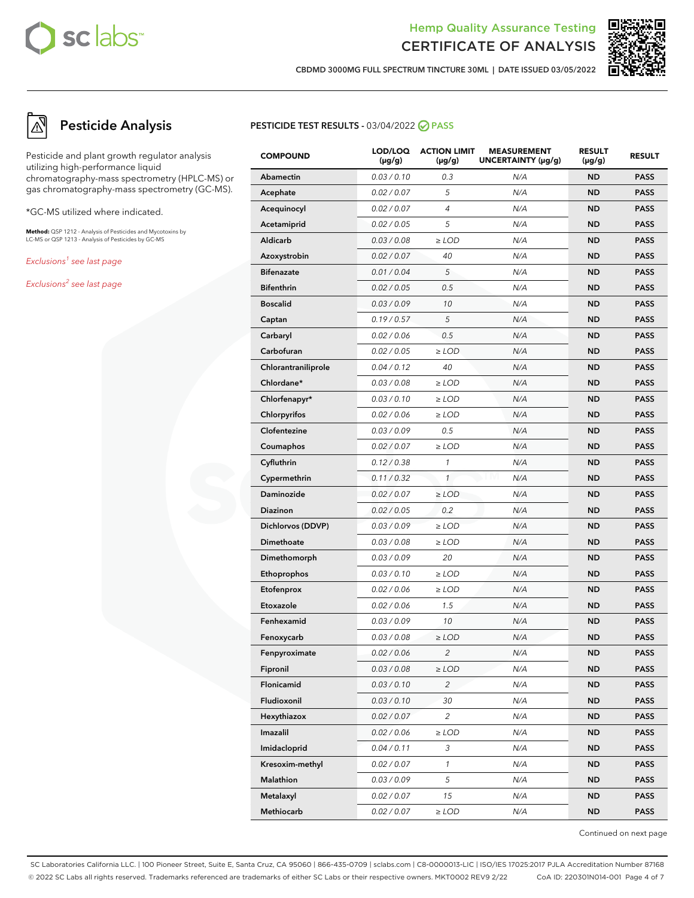# Hemp Quality Assurance Testing
# CERTIFICATE OF ANALYSIS

**CBDMD 3000MG FULL SPECTRUM TINCTURE 30ML | DATE ISSUED 03/05/2022**

## Pesticide Analysis

Pesticide and plant growth regulator analysis utilizing high-performance liquid chromatography-mass spectrometry (HPLC-MS) or gas chromatography-mass spectrometry (GC-MS).

*GC-MS utilized where indicated.

**Method:** QSP 1212 - Analysis of Pesticides and Mycotoxins by LC-MS or QSP 1213 - Analysis of Pesticides by GC-MS

*Exclusions[1] see last page*

*Exclusions[2] see last page*

### PESTICIDE TEST RESULTS - 03/04/2022 PASS

| COMPOUND | LOD/LOQ (µg/g) | ACTION LIMIT (µg/g) | MEASUREMENT UNCERTAINTY (µg/g) | RESULT (µg/g) | RESULT |
|---|---|---|---|---|---|
| Abamectin | 0.03 / 0.10 | 0.3 | N/A | ND | PASS |
| Acephate | 0.02 / 0.07 | 5 | N/A | ND | PASS |
| Acequinocyl | 0.02 / 0.07 | 4 | N/A | ND | PASS |
| Acetamiprid | 0.02 / 0.05 | 5 | N/A | ND | PASS |
| Aldicarb | 0.03 / 0.08 | ≥ LOD | N/A | ND | PASS |
| Azoxystrobin | 0.02 / 0.07 | 40 | N/A | ND | PASS |
| Bifenazate | 0.01 / 0.04 | 5 | N/A | ND | PASS |
| Bifenthrin | 0.02 / 0.05 | 0.5 | N/A | ND | PASS |
| Boscalid | 0.03 / 0.09 | 10 | N/A | ND | PASS |
| Captan | 0.19 / 0.57 | 5 | N/A | ND | PASS |
| Carbaryl | 0.02 / 0.06 | 0.5 | N/A | ND | PASS |
| Carbofuran | 0.02 / 0.05 | ≥ LOD | N/A | ND | PASS |
| Chlorantraniliprole | 0.04 / 0.12 | 40 | N/A | ND | PASS |
| Chlordane* | 0.03 / 0.08 | ≥ LOD | N/A | ND | PASS |
| Chlorfenapyr* | 0.03 / 0.10 | ≥ LOD | N/A | ND | PASS |
| Chlorpyrifos | 0.02 / 0.06 | ≥ LOD | N/A | ND | PASS |
| Clofentezine | 0.03 / 0.09 | 0.5 | N/A | ND | PASS |
| Coumaphos | 0.02 / 0.07 | ≥ LOD | N/A | ND | PASS |
| Cyfluthrin | 0.12 / 0.38 | 1 | N/A | ND | PASS |
| Cypermethrin | 0.11 / 0.32 | 1 | N/A | ND | PASS |
| Daminozide | 0.02 / 0.07 | ≥ LOD | N/A | ND | PASS |
| Diazinon | 0.02 / 0.05 | 0.2 | N/A | ND | PASS |
| Dichlorvos (DDVP) | 0.03 / 0.09 | ≥ LOD | N/A | ND | PASS |
| Dimethoate | 0.03 / 0.08 | ≥ LOD | N/A | ND | PASS |
| Dimethomorph | 0.03 / 0.09 | 20 | N/A | ND | PASS |
| Ethoprophos | 0.03 / 0.10 | ≥ LOD | N/A | ND | PASS |
| Etofenprox | 0.02 / 0.06 | ≥ LOD | N/A | ND | PASS |
| Etoxazole | 0.02 / 0.06 | 1.5 | N/A | ND | PASS |
| Fenhexamid | 0.03 / 0.09 | 10 | N/A | ND | PASS |
| Fenoxycarb | 0.03 / 0.08 | ≥ LOD | N/A | ND | PASS |
| Fenpyroximate | 0.02 / 0.06 | 2 | N/A | ND | PASS |
| Fipronil | 0.03 / 0.08 | ≥ LOD | N/A | ND | PASS |
| Flonicamid | 0.03 / 0.10 | 2 | N/A | ND | PASS |
| Fludioxonil | 0.03 / 0.10 | 30 | N/A | ND | PASS |
| Hexythiazox | 0.02 / 0.07 | 2 | N/A | ND | PASS |
| Imazalil | 0.02 / 0.06 | ≥ LOD | N/A | ND | PASS |
| Imidacloprid | 0.04 / 0.11 | 3 | N/A | ND | PASS |
| Kresoxim-methyl | 0.02 / 0.07 | 1 | N/A | ND | PASS |
| Malathion | 0.03 / 0.09 | 5 | N/A | ND | PASS |
| Metalaxyl | 0.02 / 0.07 | 15 | N/A | ND | PASS |
| Methiocarb | 0.02 / 0.07 | ≥ LOD | N/A | ND | PASS |

Continued on next page

SC Laboratories California LLC. | 100 Pioneer Street, Suite E, Santa Cruz, CA 95060 | 866-435-0709 | sclabs.com | C8-0000013-LIC | ISO/IES 17025:2017 PJLA Accreditation Number 87168
© 2022 SC Labs all rights reserved. Trademarks referenced are trademarks of either SC Labs or their respective owners. MKT0002 REV9 2/22 CoA ID: 220301N014-001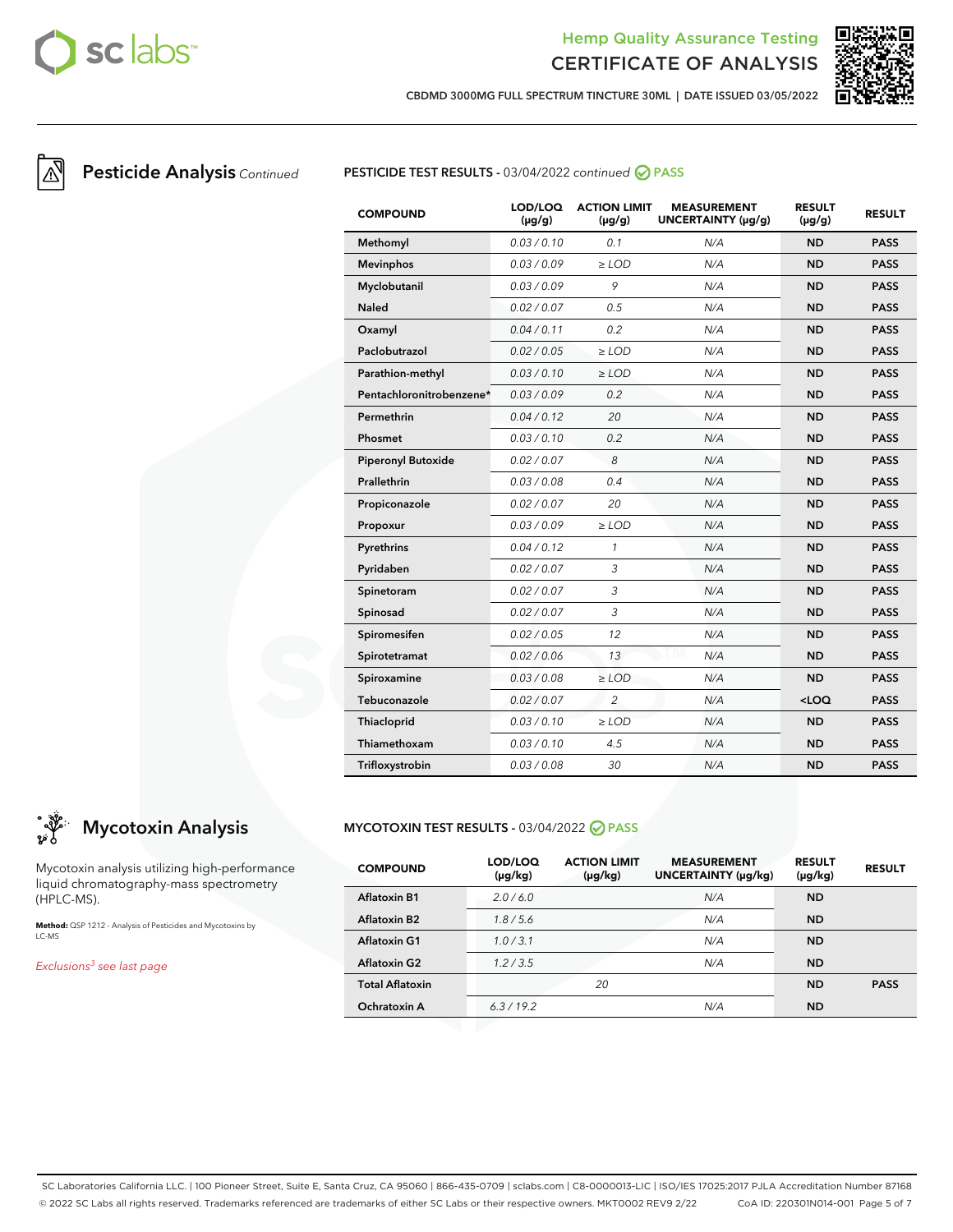## Pesticide Analysis *Continued*

### PESTICIDE TEST RESULTS - 03/04/2022 *continued* PASS

| COMPOUND | LOD/LOQ (µg/g) | ACTION LIMIT (µg/g) | MEASUREMENT UNCERTAINTY (µg/g) | RESULT (µg/g) | RESULT |
|---|---|---|---|---|---|
| Methomyl | 0.03 / 0.10 | 0.1 | N/A | ND | PASS |
| Mevinphos | 0.03 / 0.09 | ≥ LOD | N/A | ND | PASS |
| Myclobutanil | 0.03 / 0.09 | 9 | N/A | ND | PASS |
| Naled | 0.02 / 0.07 | 0.5 | N/A | ND | PASS |
| Oxamyl | 0.04 / 0.11 | 0.2 | N/A | ND | PASS |
| Paclobutrazol | 0.02 / 0.05 | ≥ LOD | N/A | ND | PASS |
| Parathion-methyl | 0.03 / 0.10 | ≥ LOD | N/A | ND | PASS |
| Pentachloronitrobenzene* | 0.03 / 0.09 | 0.2 | N/A | ND | PASS |
| Permethrin | 0.04 / 0.12 | 20 | N/A | ND | PASS |
| Phosmet | 0.03 / 0.10 | 0.2 | N/A | ND | PASS |
| Piperonyl Butoxide | 0.02 / 0.07 | 8 | N/A | ND | PASS |
| Prallethrin | 0.03 / 0.08 | 0.4 | N/A | ND | PASS |
| Propiconazole | 0.02 / 0.07 | 20 | N/A | ND | PASS |
| Propoxur | 0.03 / 0.09 | ≥ LOD | N/A | ND | PASS |
| Pyrethrins | 0.04 / 0.12 | 1 | N/A | ND | PASS |
| Pyridaben | 0.02 / 0.07 | 3 | N/A | ND | PASS |
| Spinetoram | 0.02 / 0.07 | 3 | N/A | ND | PASS |
| Spinosad | 0.02 / 0.07 | 3 | N/A | ND | PASS |
| Spiromesifen | 0.02 / 0.05 | 12 | N/A | ND | PASS |
| Spirotetramat | 0.02 / 0.06 | 13 | N/A | ND | PASS |
| Spiroxamine | 0.03 / 0.08 | ≥ LOD | N/A | ND | PASS |
| Tebuconazole | 0.02 / 0.07 | 2 | N/A | <LOQ | PASS |
| Thiacloprid | 0.03 / 0.10 | ≥ LOD | N/A | ND | PASS |
| Thiamethoxam | 0.03 / 0.10 | 4.5 | N/A | ND | PASS |
| Trifloxystrobin | 0.03 / 0.08 | 30 | N/A | ND | PASS |

## Mycotoxin Analysis

Mycotoxin analysis utilizing high-performance liquid chromatography-mass spectrometry (HPLC-MS).

**Method:** QSP 1212 - Analysis of Pesticides and Mycotoxins by LC-MS

*Exclusions[3] see last page*

### MYCOTOXIN TEST RESULTS - 03/04/2022 PASS

| COMPOUND | LOD/LOQ (µg/kg) | ACTION LIMIT (µg/kg) | MEASUREMENT UNCERTAINTY (µg/kg) | RESULT (µg/kg) | RESULT |
|---|---|---|---|---|---|
| Aflatoxin B1 | 2.0 / 6.0 | | N/A | ND | |
| Aflatoxin B2 | 1.8 / 5.6 | | N/A | ND | |
| Aflatoxin G1 | 1.0 / 3.1 | | N/A | ND | |
| Aflatoxin G2 | 1.2 / 3.5 | | N/A | ND | |
| Total Aflatoxin | | 20 | | ND | PASS |
| Ochratoxin A | 6.3 / 19.2 | | N/A | ND | |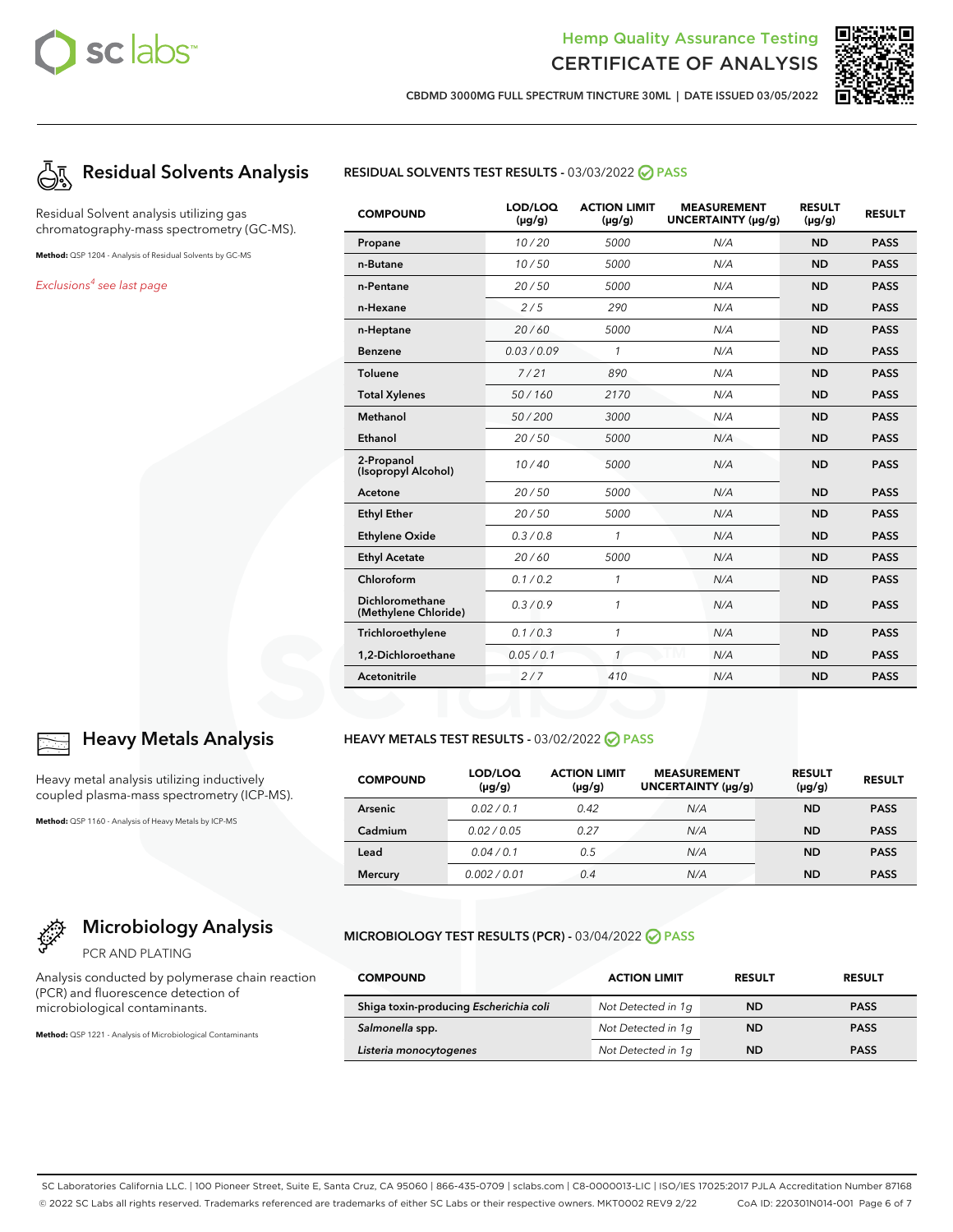## Residual Solvents Analysis

Residual Solvent analysis utilizing gas chromatography-mass spectrometry (GC-MS).

**Method:** QSP 1204 - Analysis of Residual Solvents by GC-MS

*Exclusions[4] see last page*

### RESIDUAL SOLVENTS TEST RESULTS - 03/03/2022 PASS

| COMPOUND | LOD/LOQ (µg/g) | ACTION LIMIT (µg/g) | MEASUREMENT UNCERTAINTY (µg/g) | RESULT (µg/g) | RESULT |
|---|---|---|---|---|---|
| Propane | 10 / 20 | 5000 | N/A | ND | PASS |
| n-Butane | 10 / 50 | 5000 | N/A | ND | PASS |
| n-Pentane | 20 / 50 | 5000 | N/A | ND | PASS |
| n-Hexane | 2 / 5 | 290 | N/A | ND | PASS |
| n-Heptane | 20 / 60 | 5000 | N/A | ND | PASS |
| Benzene | 0.03 / 0.09 | 1 | N/A | ND | PASS |
| Toluene | 7 / 21 | 890 | N/A | ND | PASS |
| Total Xylenes | 50 / 160 | 2170 | N/A | ND | PASS |
| Methanol | 50 / 200 | 3000 | N/A | ND | PASS |
| Ethanol | 20 / 50 | 5000 | N/A | ND | PASS |
| 2-Propanol (Isopropyl Alcohol) | 10 / 40 | 5000 | N/A | ND | PASS |
| Acetone | 20 / 50 | 5000 | N/A | ND | PASS |
| Ethyl Ether | 20 / 50 | 5000 | N/A | ND | PASS |
| Ethylene Oxide | 0.3 / 0.8 | 1 | N/A | ND | PASS |
| Ethyl Acetate | 20 / 60 | 5000 | N/A | ND | PASS |
| Chloroform | 0.1 / 0.2 | 1 | N/A | ND | PASS |
| Dichloromethane (Methylene Chloride) | 0.3 / 0.9 | 1 | N/A | ND | PASS |
| Trichloroethylene | 0.1 / 0.3 | 1 | N/A | ND | PASS |
| 1,2-Dichloroethane | 0.05 / 0.1 | 1 | N/A | ND | PASS |
| Acetonitrile | 2 / 7 | 410 | N/A | ND | PASS |

## Heavy Metals Analysis

Heavy metal analysis utilizing inductively coupled plasma-mass spectrometry (ICP-MS).

**Method:** QSP 1160 - Analysis of Heavy Metals by ICP-MS

### HEAVY METALS TEST RESULTS - 03/02/2022 PASS

| COMPOUND | LOD/LOQ (µg/g) | ACTION LIMIT (µg/g) | MEASUREMENT UNCERTAINTY (µg/g) | RESULT (µg/g) | RESULT |
|---|---|---|---|---|---|
| Arsenic | 0.02 / 0.1 | 0.42 | N/A | ND | PASS |
| Cadmium | 0.02 / 0.05 | 0.27 | N/A | ND | PASS |
| Lead | 0.04 / 0.1 | 0.5 | N/A | ND | PASS |
| Mercury | 0.002 / 0.01 | 0.4 | N/A | ND | PASS |

## Microbiology Analysis

PCR AND PLATING

Analysis conducted by polymerase chain reaction (PCR) and fluorescence detection of microbiological contaminants.

**Method:** QSP 1221 - Analysis of Microbiological Contaminants

### MICROBIOLOGY TEST RESULTS (PCR) - 03/04/2022 PASS

| COMPOUND | ACTION LIMIT | RESULT | RESULT |
|---|---|---|---|
| Shiga toxin-producing *Escherichia coli* | Not Detected in 1g | ND | PASS |
| *Salmonella* spp. | Not Detected in 1g | ND | PASS |
| *Listeria monocytogenes* | Not Detected in 1g | ND | PASS |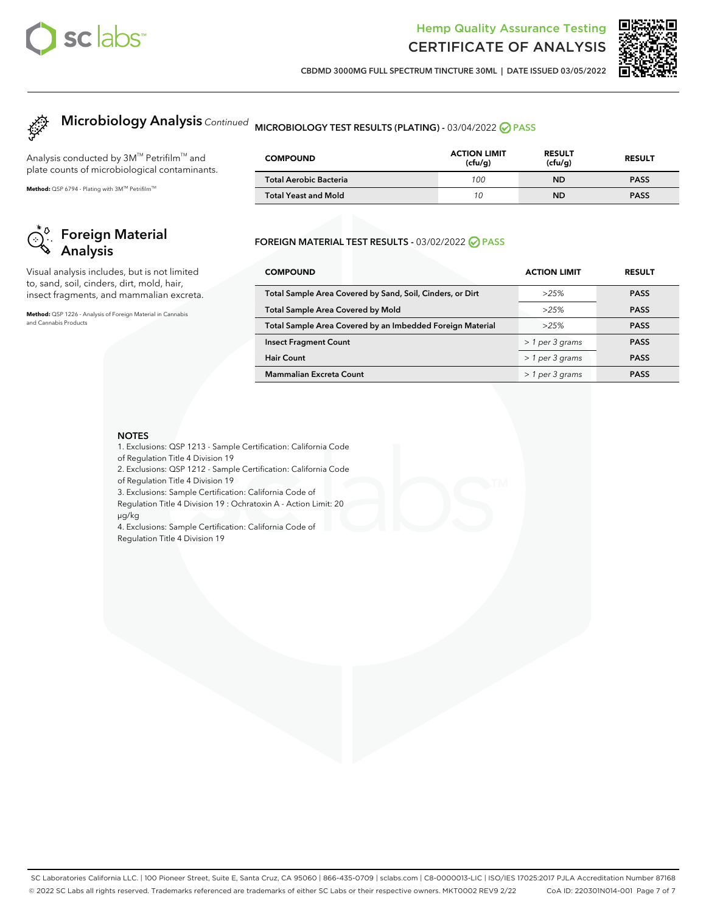## Microbiology Analysis *Continued*

Analysis conducted by 3M™ Petrifilm™ and plate counts of microbiological contaminants.

**Method:** QSP 6794 - Plating with 3M™ Petrifilm™

### MICROBIOLOGY TEST RESULTS (PLATING) - 03/04/2022 PASS

| COMPOUND | ACTION LIMIT (cfu/g) | RESULT (cfu/g) | RESULT |
|---|---|---|---|
| Total Aerobic Bacteria | *100* | **ND** | **PASS** |
| Total Yeast and Mold | *10* | **ND** | **PASS** |

## Foreign Material Analysis

Visual analysis includes, but is not limited to, sand, soil, cinders, dirt, mold, hair, insect fragments, and mammalian excreta.

**Method:** QSP 1226 - Analysis of Foreign Material in Cannabis and Cannabis Products

### FOREIGN MATERIAL TEST RESULTS - 03/02/2022 PASS

| COMPOUND | ACTION LIMIT | RESULT |
|---|---|---|
| Total Sample Area Covered by Sand, Soil, Cinders, or Dirt | *>25%* | **PASS** |
| Total Sample Area Covered by Mold | *>25%* | **PASS** |
| Total Sample Area Covered by an Imbedded Foreign Material | *>25%* | **PASS** |
| Insect Fragment Count | *> 1 per 3 grams* | **PASS** |
| Hair Count | *> 1 per 3 grams* | **PASS** |
| Mammalian Excreta Count | *> 1 per 3 grams* | **PASS** |

### NOTES

1. Exclusions: QSP 1213 - Sample Certification: California Code of Regulation Title 4 Division 19
2. Exclusions: QSP 1212 - Sample Certification: California Code of Regulation Title 4 Division 19
3. Exclusions: Sample Certification: California Code of Regulation Title 4 Division 19 : Ochratoxin A - Action Limit: 20 μg/kg
4. Exclusions: Sample Certification: California Code of Regulation Title 4 Division 19